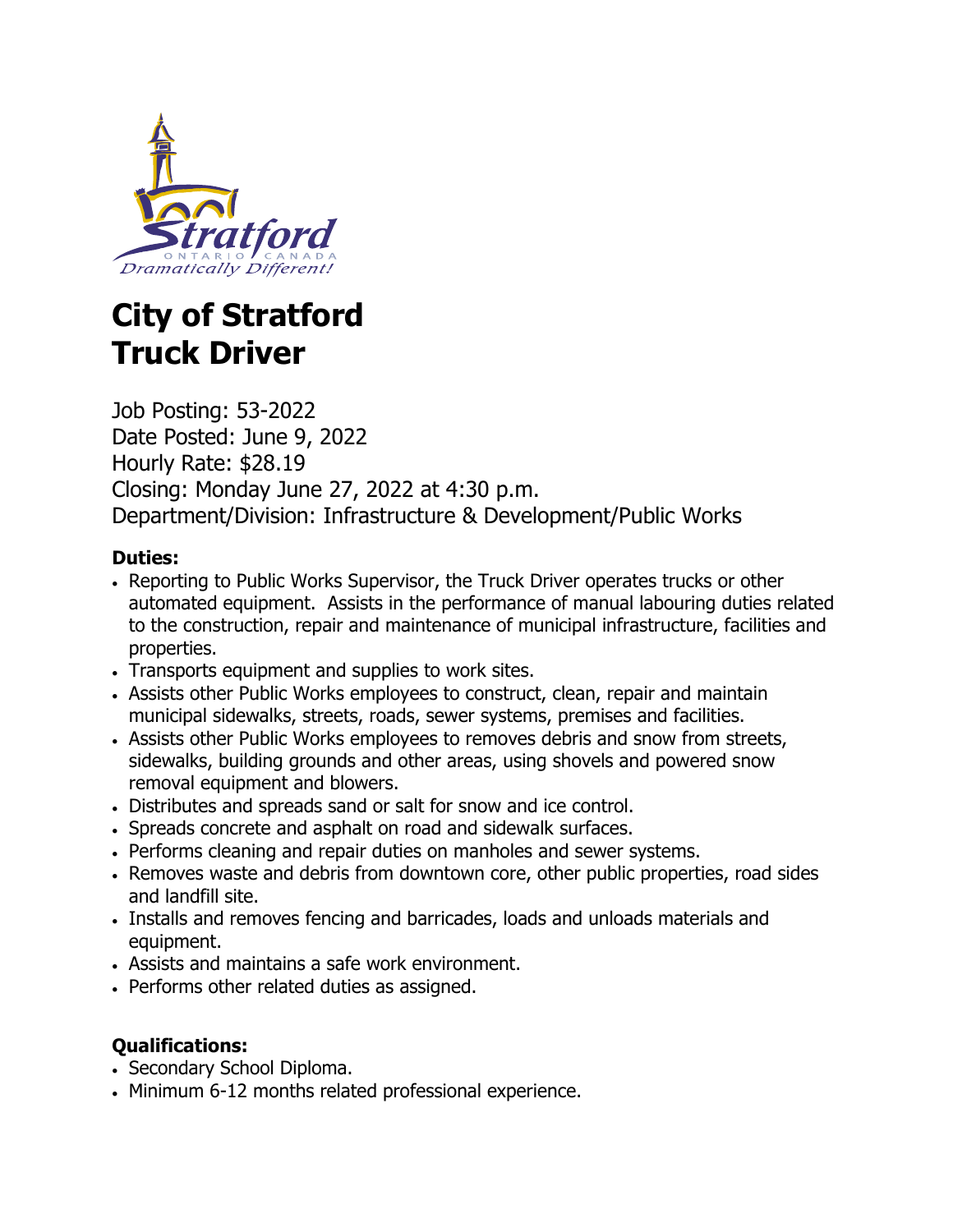# City of Stratford
# Truck Driver

Job Posting: 53-2022
Date Posted: June 9, 2022
Hourly Rate: $28.19
Closing: Monday June 27, 2022 at 4:30 p.m.
Department/Division: Infrastructure & Development/Public Works

**Duties:**

- Reporting to Public Works Supervisor, the Truck Driver operates trucks or other automated equipment. Assists in the performance of manual labouring duties related to the construction, repair and maintenance of municipal infrastructure, facilities and properties.
- Transports equipment and supplies to work sites.
- Assists other Public Works employees to construct, clean, repair and maintain municipal sidewalks, streets, roads, sewer systems, premises and facilities.
- Assists other Public Works employees to removes debris and snow from streets, sidewalks, building grounds and other areas, using shovels and powered snow removal equipment and blowers.
- Distributes and spreads sand or salt for snow and ice control.
- Spreads concrete and asphalt on road and sidewalk surfaces.
- Performs cleaning and repair duties on manholes and sewer systems.
- Removes waste and debris from downtown core, other public properties, road sides and landfill site.
- Installs and removes fencing and barricades, loads and unloads materials and equipment.
- Assists and maintains a safe work environment.
- Performs other related duties as assigned.

**Qualifications:**

- Secondary School Diploma.
- Minimum 6-12 months related professional experience.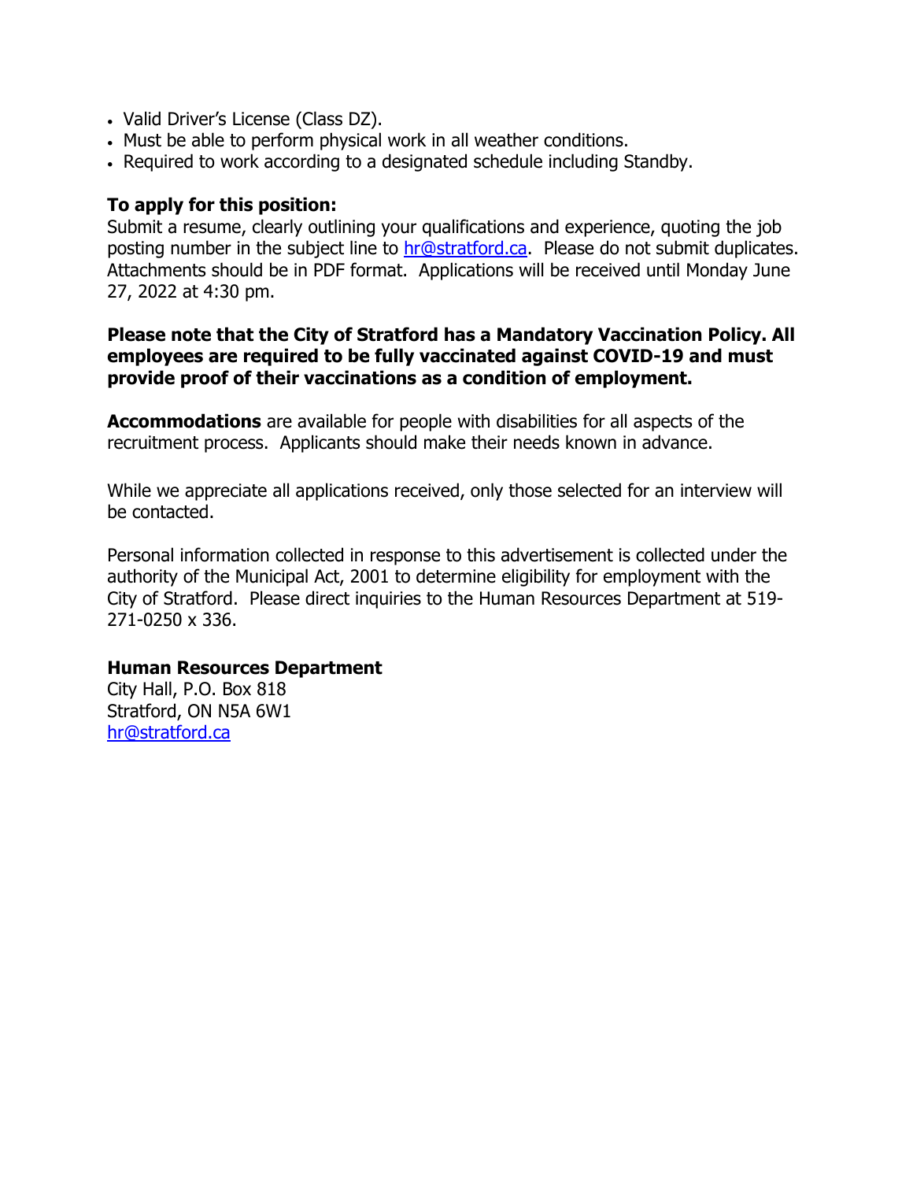- Valid Driver's License (Class DZ).
- Must be able to perform physical work in all weather conditions.
- Required to work according to a designated schedule including Standby.

**To apply for this position:**
Submit a resume, clearly outlining your qualifications and experience, quoting the job posting number in the subject line to hr@stratford.ca. Please do not submit duplicates. Attachments should be in PDF format. Applications will be received until Monday June 27, 2022 at 4:30 pm.

**Please note that the City of Stratford has a Mandatory Vaccination Policy. All employees are required to be fully vaccinated against COVID-19 and must provide proof of their vaccinations as a condition of employment.**

**Accommodations** are available for people with disabilities for all aspects of the recruitment process. Applicants should make their needs known in advance.

While we appreciate all applications received, only those selected for an interview will be contacted.

Personal information collected in response to this advertisement is collected under the authority of the Municipal Act, 2001 to determine eligibility for employment with the City of Stratford. Please direct inquiries to the Human Resources Department at 519-271-0250 x 336.

**Human Resources Department**
City Hall, P.O. Box 818
Stratford, ON N5A 6W1
hr@stratford.ca